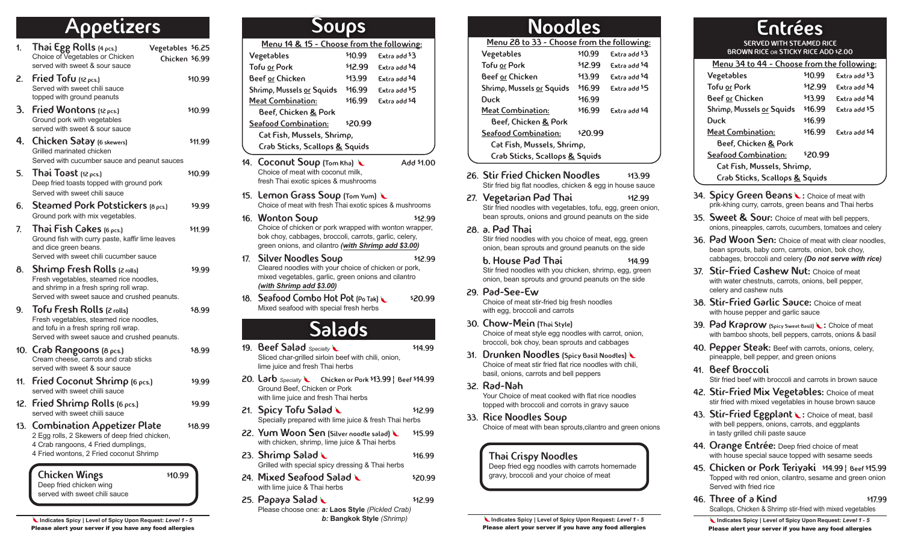# Appetizers

1. **Thai Egg Rolls** (4 pcs.) — Vegetables $6.25 / Chicken $6.99
   Choice of Vegetables or Chicken served with sweet & sour sauce
2. **Fried Tofu** (12 pcs.) — $10.99
   Served with sweet chili sauce topped with ground peanuts
3. **Fried Wontons** (12 pcs.) — $10.99
   Ground pork with vegetables served with sweet & sour sauce
4. **Chicken Satay** (6 skewers) — $11.99
   Grilled marinated chicken
   Served with cucumber sauce and peanut sauces
5. **Thai Toast** (12 pcs.) — $10.99
   Deep fried toasts topped with ground pork
   Served with sweet chili sauce
6. **Steamed Pork Potstickers** (8 pcs.) — $9.99
   Ground pork with mix vegetables.
7. **Thai Fish Cakes** (6 pcs.) — $11.99
   Ground fish with curry paste, kaffir lime leaves and dice green beans.
   Served with sweet chili cucumber sauce
8. **Shrimp Fresh Rolls** (2 rolls) — $9.99
   Fresh vegetables, steamed rice noodles, and shrimp in a fresh spring roll wrap.
   Served with sweet sauce and crushed peanuts.
9. **Tofu Fresh Rolls** (2 rolls) — $8.99
   Fresh vegetables, steamed rice noodles, and tofu in a fresh spring roll wrap.
   Served with sweet sauce and crushed peanuts.
10. **Crab Rangoons** (8 pcs.) — $8.99
    Cream cheese, carrots and crab sticks served with sweet & sour sauce
11. **Fried Coconut Shrimp** (6 pcs.) — $9.99
    served with sweet chiili sauce
12. **Fried Shrimp Rolls** (6 pcs.) — $9.99
    served with sweet chiili sauce
13. **Combination Appetizer Plate** — $18.99
    2 Egg rolls, 2 Skewers of deep fried chicken, 4 Crab rangoons, 4 Fried dumplings, 4 Fried wontons, 2 Fried coconut Shrimp

**Chicken Wings** — $10.99
Deep fried chicken wing served with sweet chili sauce

Indicates Spicy | Level of Spicy Upon Request: *Level 1 - 5*
**Please alert your server if you have any food allergies**

# Soups

Menu 14 & 15 - Choose from the following:

| | Price | Extra |
|---|---|---|
| Vegetables | $10.99 | Extra add $3 |
| Tofu or Pork | $12.99 | Extra add $4 |
| Beef or Chicken | $13.99 | Extra add $4 |
| Shrimp, Mussels or Squids | $16.99 | Extra add $5 |
| Meat Combination: Beef, Chicken & Pork | $16.99 | Extra add $4 |
| Seafood Combination: Cat Fish, Mussels, Shrimp, Crab Sticks, Scallops & Squids | $20.99 | |

14. **Coconut Soup** (Tom Kha) (spicy) — Add $1.00
    Choice of meat with coconut milk, fresh Thai exotic spices & mushrooms
15. **Lemon Grass Soup** (Tom Yum) (spicy)
    Choice of meat with fresh Thai exotic spices & mushrooms
16. **Wonton Soup** — $12.99
    Choice of chicken or pork wrapped with wonton wrapper, bok choy, cabbages, broccoli, carrots, garlic, celery, green onions, and cilantro ***(with Shrimp add $3.00)***
17. **Silver Noodles Soup** — $12.99
    Cleared noodles with your choice of chicken or pork, mixed vegetables, garlic, green onions and cilantro ***(with Shrimp add $3.00)***
18. **Seafood Combo Hot Pot** (Po Tak) (spicy) — $20.99
    Mixed seafood with special fresh herbs

# Salads

19. **Beef Salad** *Specialty* (spicy) — $14.99
    Sliced char-grilled sirloin beef with chili, onion, lime juice and fresh Thai herbs
20. **Larb** *Specialty* (spicy) — Chicken or Pork $13.99 | Beef $14.99
    Ground Beef, Chicken or Pork with lime juice and fresh Thai herbs
21. **Spicy Tofu Salad** (spicy) — $12.99
    Specially prepared with lime juice & fresh Thai herbs
22. **Yum Woon Sen** (Silver noodle salad) (spicy) — $15.99
    with chicken, shrimp, lime juice & Thai herbs
23. **Shrimp Salad** (spicy) — $16.99
    Grilled with special spicy dressing & Thai herbs
24. **Mixed Seafood Salad** (spicy) — $20.99
    with lime juice & Thai herbs
25. **Papaya Salad** (spicy) — $12.99
    Please choose one: ***a:* Laos Style** *(Pickled Crab)*
    ***b:* Bangkok Style** *(Shrimp)*

# Noodles

Menu 28 to 33 - Choose from the following:

| | Price | Extra |
|---|---|---|
| Vegetables | $10.99 | Extra add $3 |
| Tofu or Pork | $12.99 | Extra add $4 |
| Beef or Chicken | $13.99 | Extra add $4 |
| Shrimp, Mussels or Squids | $16.99 | Extra add $5 |
| Duck | $16.99 | |
| Meat Combination: Beef, Chicken & Pork | $16.99 | Extra add $4 |
| Seafood Combination: Cat Fish, Mussels, Shrimp, Crab Sticks, Scallops & Squids | $20.99 | |

26. **Stir Fried Chicken Noodles** — $13.99
    Stir fried big flat noodles, chicken & egg in house sauce
27. **Vegetarian Pad Thai** — $12.99
    Stir fried noodles with vegetables, tofu, egg, green onion, bean sprouts, onions and ground peanuts on the side
28. **a. Pad Thai**
    Stir fried noodles with you choice of meat, egg, green onion, bean sprouts and ground peanuts on the side
    **b. House Pad Thai** — $14.99
    Stir fried noodles with you chicken, shrimp, egg, green onion, bean sprouts and ground peanuts on the side
29. **Pad-See-Ew**
    Choice of meat stir-fried big fresh noodles with egg, broccoli and carrots
30. **Chow-Mein** (Thai Style)
    Choice of meat style egg noodles with carrot, onion, broccoli, bok choy, bean sprouts and cabbages
31. **Drunken Noodles** (Spicy Basil Noodles) (spicy)
    Choice of meat stir fried flat rice noodles with chili, basil, onions, carrots and bell peppers
32. **Rad-Nah**
    Your Choice of meat cooked with flat rice noodles topped with broccoli and corrots in gravy sauce
33. **Rice Noodles Soup**
    Choice of meat with bean sprouts,cilantro and green onions

**Thai Crispy Noodles**
Deep fried egg noodles with carrots homemade gravy, broccoli and your choice of meat

Indicates Spicy | Level of Spicy Upon Request: *Level 1 - 5*
**Please alert your server if you have any food allergies**

# Entrées

SERVED WITH STEAMED RICE
BROWN RICE OR STICKY RICE ADD $2.00

Menu 34 to 44 - Choose from the following:

| | Price | Extra |
|---|---|---|
| Vegetables | $10.99 | Extra add $3 |
| Tofu or Pork | $12.99 | Extra add $4 |
| Beef or Chicken | $13.99 | Extra add $4 |
| Shrimp, Mussels or Squids | $16.99 | Extra add $5 |
| Duck | $16.99 | |
| Meat Combination: Beef, Chicken & Pork | $16.99 | Extra add $4 |
| Seafood Combination: Cat Fish, Mussels, Shrimp, Crab Sticks, Scallops & Squids | $20.99 | |

34. **Spicy Green Beans** (spicy)**:** Choice of meat with prik-king curry, carrots, green beans and Thai herbs
35. **Sweet & Sour:** Choice of meat with bell peppers, onions, pineapples, carrots, cucumbers, tomatoes and celery
36. **Pad Woon Sen:** Choice of meat with clear noodles, bean sprouts, baby corn, carrots, onion, bok choy, cabbages, broccoli and celery ***(Do not serve with rice)***
37. **Stir-Fried Cashew Nut:** Choice of meat with water chestnuts, carrots, onions, bell pepper, celery and cashew nuts
38. **Stir-Fried Garlic Sauce:** Choice of meat with house pepper and garlic sauce
39. **Pad Kraprow** (Spicy Sweet Basil) (spicy)**:** Choice of meat with bamboo shoots, bell peppers, carrots, onions & basil
40. **Pepper Steak:** Beef with carrots, onions, celery, pineapple, bell pepper, and green onions
41. **Beef Broccoli**
    Stir fried beef with broccoli and carrots in brown sauce
42. **Stir-Fried Mix Vegetables:** Choice of meat stir fried with mixed vegetables in house brown sauce
43. **Stir-Fried Eggplant** (spicy)**:** Choice of meat, basil with bell peppers, onions, carrots, and eggplants in tasty grilled chili paste sauce
44. **Orange Entrée:** Deep fried choice of meat with house special sauce topped with sesame seeds
45. **Chicken or Pork Teriyaki** — $14.99 | Beef $15.99
    Topped with red onion, cilantro, sesame and green onion Served with fried rice
46. **Three of a Kind** — $17.99
    Scallops, Chicken & Shrimp stir-fried with mixed vegetables

Indicates Spicy | Level of Spicy Upon Request: *Level 1 - 5*
**Please alert your server if you have any food allergies**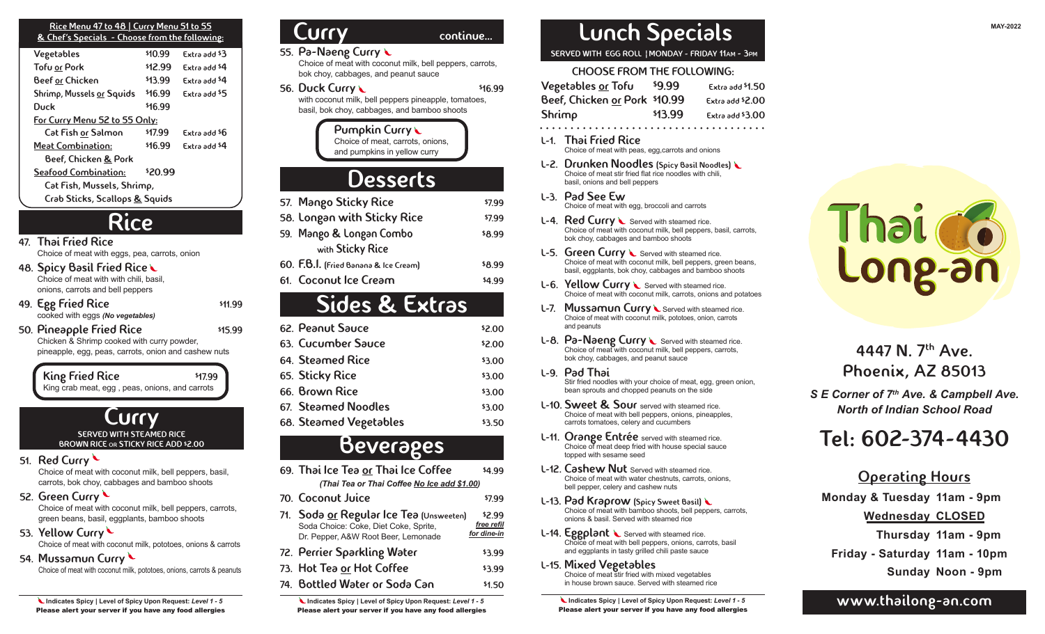## Rice Menu 47 to 48 | Curry Menu 51 to 55 & Chef's Specials - Choose from the following:

| | | |
|---|---|---|
| Vegetables | $10.99 | Extra add $3 |
| Tofu or Pork | $12.99 | Extra add $4 |
| Beef or Chicken | $13.99 | Extra add $4 |
| Shrimp, Mussels or Squids | $16.99 | Extra add $5 |
| Duck | $16.99 | |
| **For Curry Menu 52 to 55 Only:** | | |
| Cat Fish or Salmon | $17.99 | Extra add $6 |
| Meat Combination: Beef, Chicken & Pork | $16.99 | Extra add $4 |
| Seafood Combination: Cat Fish, Mussels, Shrimp, Crab Sticks, Scallops & Squids | $20.99 | |

# Rice

**47. Thai Fried Rice**
Choice of meat with eggs, pea, carrots, onion

**48. Spicy Basil Fried Rice** 🌶
Choice of meat with chili, basil, onions, carrots and bell peppers

**49. Egg Fried Rice** — $11.99
cooked with eggs *(No vegetables)*

**50. Pineapple Fried Rice** — $15.99
Chicken & Shrimp cooked with curry powder, pineapple, egg, peas, carrots, onion and cashew nuts

**King Fried Rice** — $17.99
King crab meat, egg , peas, onions, and carrots

# Curry

SERVED WITH STEAMED RICE
BROWN RICE OR STICKY RICE ADD $2.00

**51. Red Curry** 🌶
Choice of meat with coconut milk, bell peppers, basil, carrots, bok choy, cabbages and bamboo shoots

**52. Green Curry** 🌶
Choice of meat with coconut milk, bell peppers, carrots, green beans, basil, eggplants, bamboo shoots

**53. Yellow Curry** 🌶
Choice of meat with coconut milk, pototoes, onions & carrots

**54. Mussamun Curry** 🌶
Choice of meat with coconut milk, pototoes, onions, carrots & peanuts

🌶 Indicates Spicy | Level of Spicy Upon Request: *Level 1 - 5*
Please alert your server if you have any food allergies

# Curry continue...

**55. Pa-Naeng Curry** 🌶
Choice of meat with coconut milk, bell peppers, carrots, bok choy, cabbages, and peanut sauce

**56. Duck Curry** 🌶 — $16.99
with coconut milk, bell peppers pineapple, tomatoes, basil, bok choy, cabbages, and bamboo shoots

**Pumpkin Curry** 🌶
Choice of meat, carrots, onions, and pumpkins in yellow curry

# Desserts

| | |
|---|---|
| 57. Mango Sticky Rice | $7.99 |
| 58. Longan with Sticky Rice | $7.99 |
| 59. Mango & Longan Combo with Sticky Rice | $8.99 |
| 60. F.B.I. (Fried Banana & Ice Cream) | $8.99 |
| 61. Coconut Ice Cream | $4.99 |

# Sides & Extras

| | |
|---|---|
| 62. Peanut Sauce | $2.00 |
| 63. Cucumber Sauce | $2.00 |
| 64. Steamed Rice | $3.00 |
| 65. Sticky Rice | $3.00 |
| 66. Brown Rice | $3.00 |
| 67. Steamed Noodles | $3.00 |
| 68. Steamed Vegetables | $3.50 |

# Beverages

| | |
|---|---|
| 69. Thai Ice Tea or Thai Ice Coffee *(Thai Tea or Thai Coffee No Ice add $1.00)* | $4.99 |
| 70. Coconut Juice | $7.99 |
| 71. Soda or Regular Ice Tea (Unsweeten) Soda Choice: Coke, Diet Coke, Sprite, Dr. Pepper, A&W Root Beer, Lemonade | $2.99 *free refil for dine-in* |
| 72. Perrier Sparkling Water | $3.99 |
| 73. Hot Tea or Hot Coffee | $3.99 |
| 74. Bottled Water or Soda Can | $1.50 |

🌶 Indicates Spicy | Level of Spicy Upon Request: *Level 1 - 5*
Please alert your server if you have any food allergies

# Lunch Specials

SERVED WITH EGG ROLL | MONDAY - FRIDAY 11AM - 3PM

**CHOOSE FROM THE FOLLOWING:**

| | | |
|---|---|---|
| Vegetables or Tofu | $9.99 | Extra add $1.50 |
| Beef, Chicken or Pork | $10.99 | Extra add $2.00 |
| Shrimp | $13.99 | Extra add $3.00 |

**L-1. Thai Fried Rice**
Choice of meat with peas, egg,carrots and onions

**L-2. Drunken Noodles (Spicy Basil Noodles)** 🌶
Choice of meat stir fried flat rice noodles with chili, basil, onions and bell peppers

**L-3. Pad See Ew**
Choice of meat with egg, broccoli and carrots

**L-4. Red Curry** 🌶 Served with steamed rice.
Choice of meat with coconut milk, bell peppers, basil, carrots, bok choy, cabbages and bamboo shoots

**L-5. Green Curry** 🌶 Served with steamed rice.
Choice of meat with coconut milk, bell peppers, green beans, basil, eggplants, bok choy, cabbages and bamboo shoots

**L-6. Yellow Curry** 🌶 Served with steamed rice.
Choice of meat with coconut milk, carrots, onions and potatoes

**L-7. Mussamun Curry** 🌶 Served with steamed rice.
Choice of meat with coconut milk, pototoes, onion, carrots and peanuts

**L-8. Pa-Naeng Curry** 🌶 Served with steamed rice.
Choice of meat with coconut milk, bell peppers, carrots, bok choy, cabbages, and peanut sauce

**L-9. Pad Thai**
Stir fried noodles with your choice of meat, egg, green onion, bean sprouts and chopped peanuts on the side

**L-10. Sweet & Sour** served with steamed rice.
Choice of meat with bell peppers, onions, pineapples, carrots tomatoes, celery and cucumbers

**L-11. Orange Entrée** served with steamed rice.
Choice of meat deep fried with house special sauce topped with sesame seed

**L-12. Cashew Nut** Served with steamed rice.
Choice of meat with water chestnuts, carrots, onions, bell pepper, celery and cashew nuts

**L-13. Pad Kraprow (Spicy Sweet Basil)** 🌶
Choice of meat with bamboo shoots, bell peppers, carrots, onions & basil. Served with steamed rice

**L-14. Eggplant** 🌶 Served with steamed rice.
Choice of meat with bell peppers, onions, carrots, basil and eggplants in tasty grilled chili paste sauce

**L-15. Mixed Vegetables**
Choice of meat stir fried with mixed vegetables in house brown sauce. Served with steamed rice

🌶 Indicates Spicy | Level of Spicy Upon Request: *Level 1 - 5*
Please alert your server if you have any food allergies

MAY-2022

# Thai Long-an

**4447 N. 7th Ave.**
**Phoenix, AZ 85013**

*S E Corner of 7th Ave. & Campbell Ave.*
*North of Indian School Road*

**Tel: 602-374-4430**

## Operating Hours

Monday & Tuesday 11am - 9pm
Wednesday CLOSED
Thursday 11am - 9pm
Friday - Saturday 11am - 10pm
Sunday Noon - 9pm

www.thailong-an.com